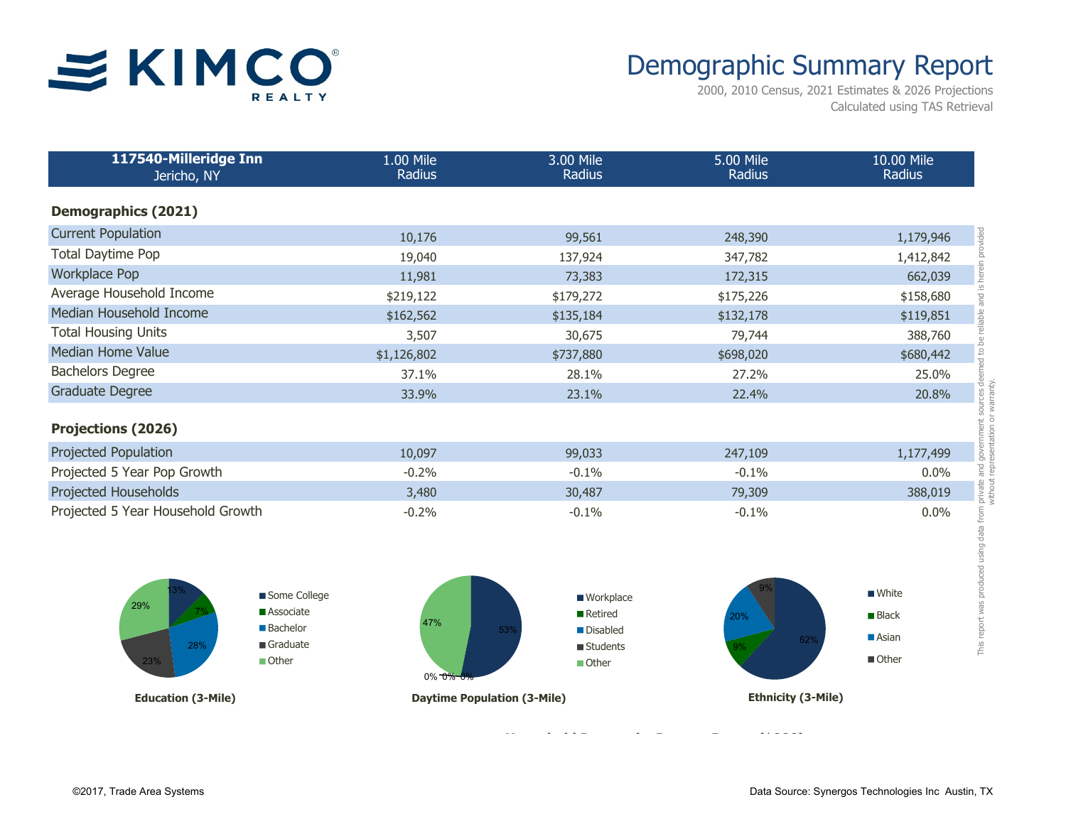# KIMCO REALTY

# Demographic Summary Report

2000, 2010 Census, 2021 Estimates & 2026 Projections
Calculated using TAS Retrieval

| 117540-Milleridge Inn<br>Jericho, NY | 1.00 Mile Radius | 3.00 Mile Radius | 5.00 Mile Radius | 10.00 Mile Radius |
|---|---|---|---|---|
| **Demographics (2021)** | | | | |
| Current Population | 10,176 | 99,561 | 248,390 | 1,179,946 |
| Total Daytime Pop | 19,040 | 137,924 | 347,782 | 1,412,842 |
| Workplace Pop | 11,981 | 73,383 | 172,315 | 662,039 |
| Average Household Income | $219,122 | $179,272 | $175,226 | $158,680 |
| Median Household Income | $162,562 | $135,184 | $132,178 | $119,851 |
| Total Housing Units | 3,507 | 30,675 | 79,744 | 388,760 |
| Median Home Value | $1,126,802 | $737,880 | $698,020 | $680,442 |
| Bachelors Degree | 37.1% | 28.1% | 27.2% | 25.0% |
| Graduate Degree | 33.9% | 23.1% | 22.4% | 20.8% |
| **Projections (2026)** | | | | |
| Projected Population | 10,097 | 99,033 | 247,109 | 1,177,499 |
| Projected 5 Year Pop Growth | -0.2% | -0.1% | -0.1% | 0.0% |
| Projected Households | 3,480 | 30,487 | 79,309 | 388,019 |
| Projected 5 Year Household Growth | -0.2% | -0.1% | -0.1% | 0.0% |

**Education (3-Mile)**

| Category | Share |
|---|---|
| Some College | 13% |
| Associate | 7% |
| Bachelor | 28% |
| Graduate | 23% |
| Other | 29% |

**Daytime Population (3-Mile)**

| Category | Share |
|---|---|
| Workplace | 53% |
| Retired | 0% |
| Disabled | 0% |
| Students | 0% |
| Other | 47% |

**Ethnicity (3-Mile)**

| Category | Share |
|---|---|
| White | 62% |
| Black | 9% |
| Asian | 20% |
| Other | 9% |

This report was produced using data from private and government sources deemed to be reliable and is herein provided without representation or warranty.

©2017, Trade Area Systems

Data Source: Synergos Technologies Inc Austin, TX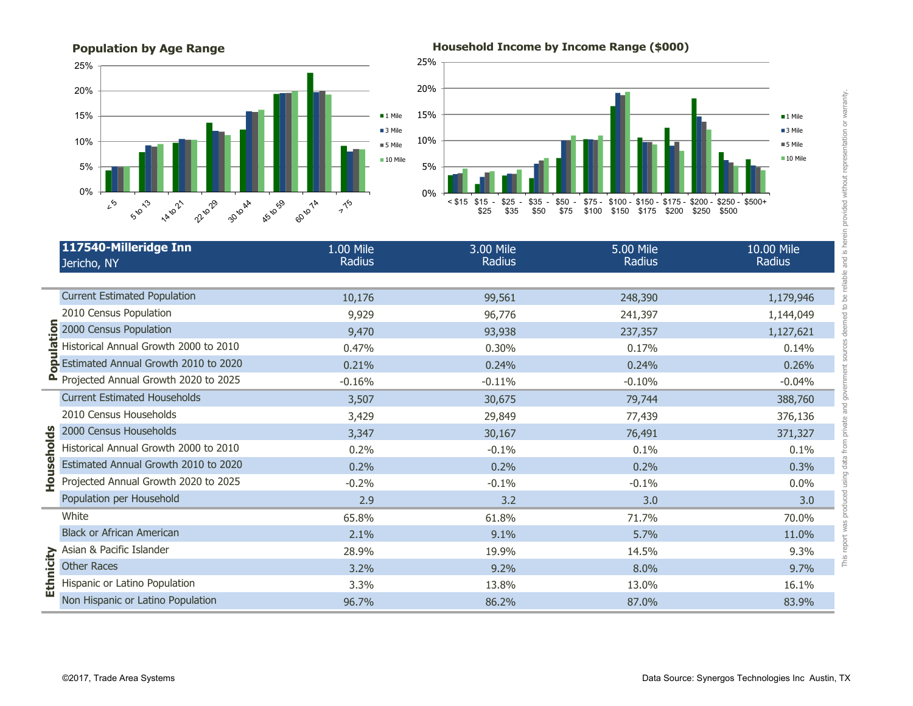## Population by Age Range

25%
20%
15%
10%
5%
0%

< 5
5 to 13
14 to 21
22 to 29
30 to 44
45 to 59
60 to 74
> 75

1 Mile
3 Mile
5 Mile
10 Mile

## Household Income by Income Range ($000)

25%
20%
15%
10%
5%
0%

< $15
$15 - $25
$25 - $35
$35 - $50
$50 - $75
$75 - $100
$100 - $150
$150 - $175
$175 - $200
$200 - $250
$250 - $500
$500+

1 Mile
3 Mile
5 Mile
10 Mile

| | **117540-Milleridge Inn** Jericho, NY | 1.00 Mile Radius | 3.00 Mile Radius | 5.00 Mile Radius | 10.00 Mile Radius |
|---|---|---|---|---|---|
| **Population** | Current Estimated Population | 10,176 | 99,561 | 248,390 | 1,179,946 |
| | 2010 Census Population | 9,929 | 96,776 | 241,397 | 1,144,049 |
| | 2000 Census Population | 9,470 | 93,938 | 237,357 | 1,127,621 |
| | Historical Annual Growth 2000 to 2010 | 0.47% | 0.30% | 0.17% | 0.14% |
| | Estimated Annual Growth 2010 to 2020 | 0.21% | 0.24% | 0.24% | 0.26% |
| | Projected Annual Growth 2020 to 2025 | -0.16% | -0.11% | -0.10% | -0.04% |
| **Households** | Current Estimated Households | 3,507 | 30,675 | 79,744 | 388,760 |
| | 2010 Census Households | 3,429 | 29,849 | 77,439 | 376,136 |
| | 2000 Census Households | 3,347 | 30,167 | 76,491 | 371,327 |
| | Historical Annual Growth 2000 to 2010 | 0.2% | -0.1% | 0.1% | 0.1% |
| | Estimated Annual Growth 2010 to 2020 | 0.2% | 0.2% | 0.2% | 0.3% |
| | Projected Annual Growth 2020 to 2025 | -0.2% | -0.1% | -0.1% | 0.0% |
| | Population per Household | 2.9 | 3.2 | 3.0 | 3.0 |
| **Ethnicity** | White | 65.8% | 61.8% | 71.7% | 70.0% |
| | Black or African American | 2.1% | 9.1% | 5.7% | 11.0% |
| | Asian & Pacific Islander | 28.9% | 19.9% | 14.5% | 9.3% |
| | Other Races | 3.2% | 9.2% | 8.0% | 9.7% |
| | Hispanic or Latino Population | 3.3% | 13.8% | 13.0% | 16.1% |
| | Non Hispanic or Latino Population | 96.7% | 86.2% | 87.0% | 83.9% |

This report was produced using data from private and government sources deemed to be reliable and is herein provided without representation or warranty.

©2017, Trade Area Systems

Data Source: Synergos Technologies Inc Austin, TX